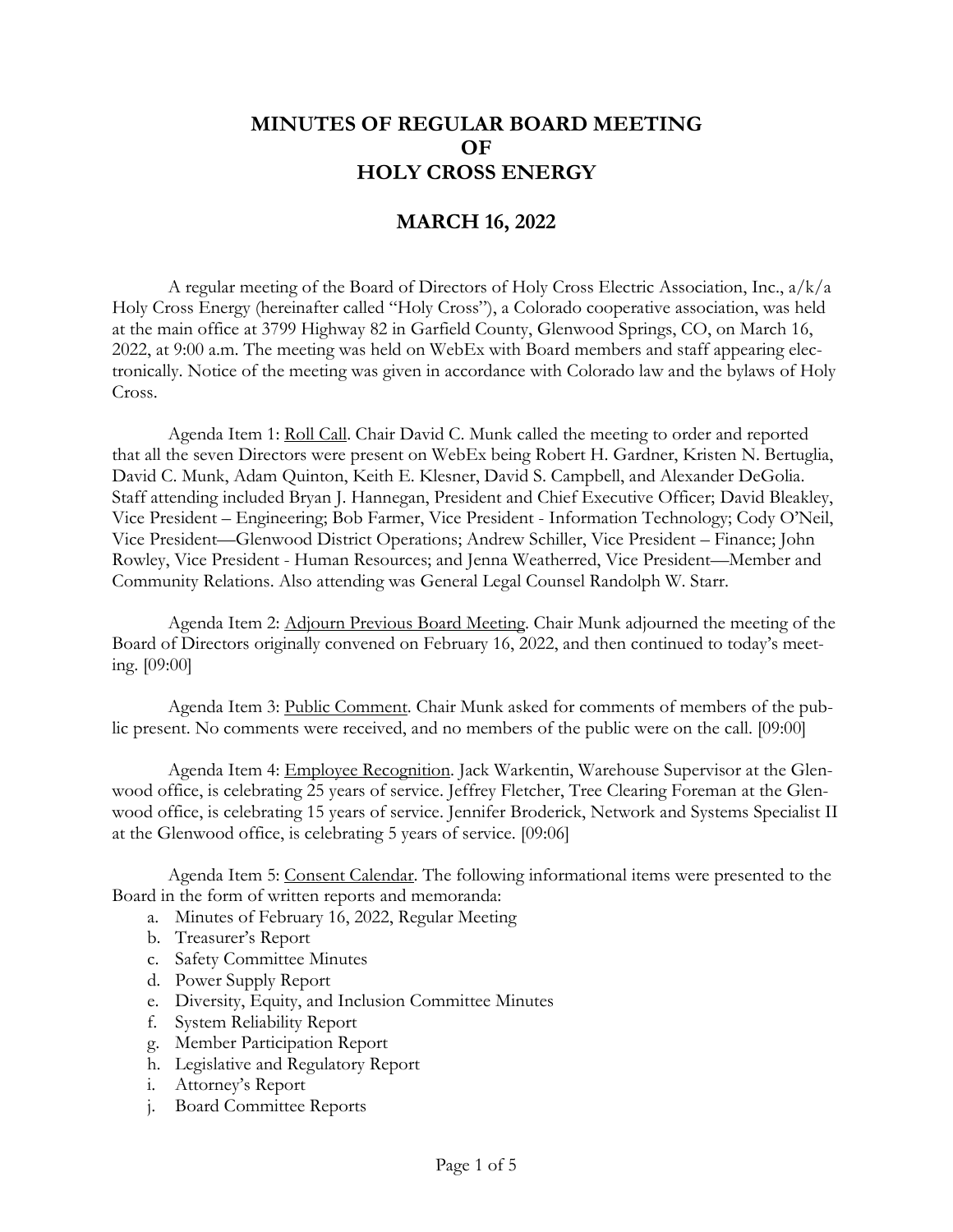# MINUTES OF REGULAR BOARD MEETING OF HOLY CROSS ENERGY

## MARCH 16, 2022

A regular meeting of the Board of Directors of Holy Cross Electric Association, Inc., a/k/a Holy Cross Energy (hereinafter called "Holy Cross"), a Colorado cooperative association, was held at the main office at 3799 Highway 82 in Garfield County, Glenwood Springs, CO, on March 16, 2022, at 9:00 a.m. The meeting was held on WebEx with Board members and staff appearing electronically. Notice of the meeting was given in accordance with Colorado law and the bylaws of Holy Cross.

Agenda Item 1: Roll Call. Chair David C. Munk called the meeting to order and reported that all the seven Directors were present on WebEx being Robert H. Gardner, Kristen N. Bertuglia, David C. Munk, Adam Quinton, Keith E. Klesner, David S. Campbell, and Alexander DeGolia. Staff attending included Bryan J. Hannegan, President and Chief Executive Officer; David Bleakley, Vice President – Engineering; Bob Farmer, Vice President - Information Technology; Cody O'Neil, Vice President—Glenwood District Operations; Andrew Schiller, Vice President – Finance; John Rowley, Vice President - Human Resources; and Jenna Weatherred, Vice President—Member and Community Relations. Also attending was General Legal Counsel Randolph W. Starr.

Agenda Item 2: Adjourn Previous Board Meeting. Chair Munk adjourned the meeting of the Board of Directors originally convened on February 16, 2022, and then continued to today's meeting. [09:00]

Agenda Item 3: Public Comment. Chair Munk asked for comments of members of the public present. No comments were received, and no members of the public were on the call. [09:00]

Agenda Item 4: Employee Recognition. Jack Warkentin, Warehouse Supervisor at the Glenwood office, is celebrating 25 years of service. Jeffrey Fletcher, Tree Clearing Foreman at the Glenwood office, is celebrating 15 years of service. Jennifer Broderick, Network and Systems Specialist II at the Glenwood office, is celebrating 5 years of service. [09:06]

Agenda Item 5: Consent Calendar. The following informational items were presented to the Board in the form of written reports and memoranda:

a. Minutes of February 16, 2022, Regular Meeting
b. Treasurer's Report
c. Safety Committee Minutes
d. Power Supply Report
e. Diversity, Equity, and Inclusion Committee Minutes
f. System Reliability Report
g. Member Participation Report
h. Legislative and Regulatory Report
i. Attorney's Report
j. Board Committee Reports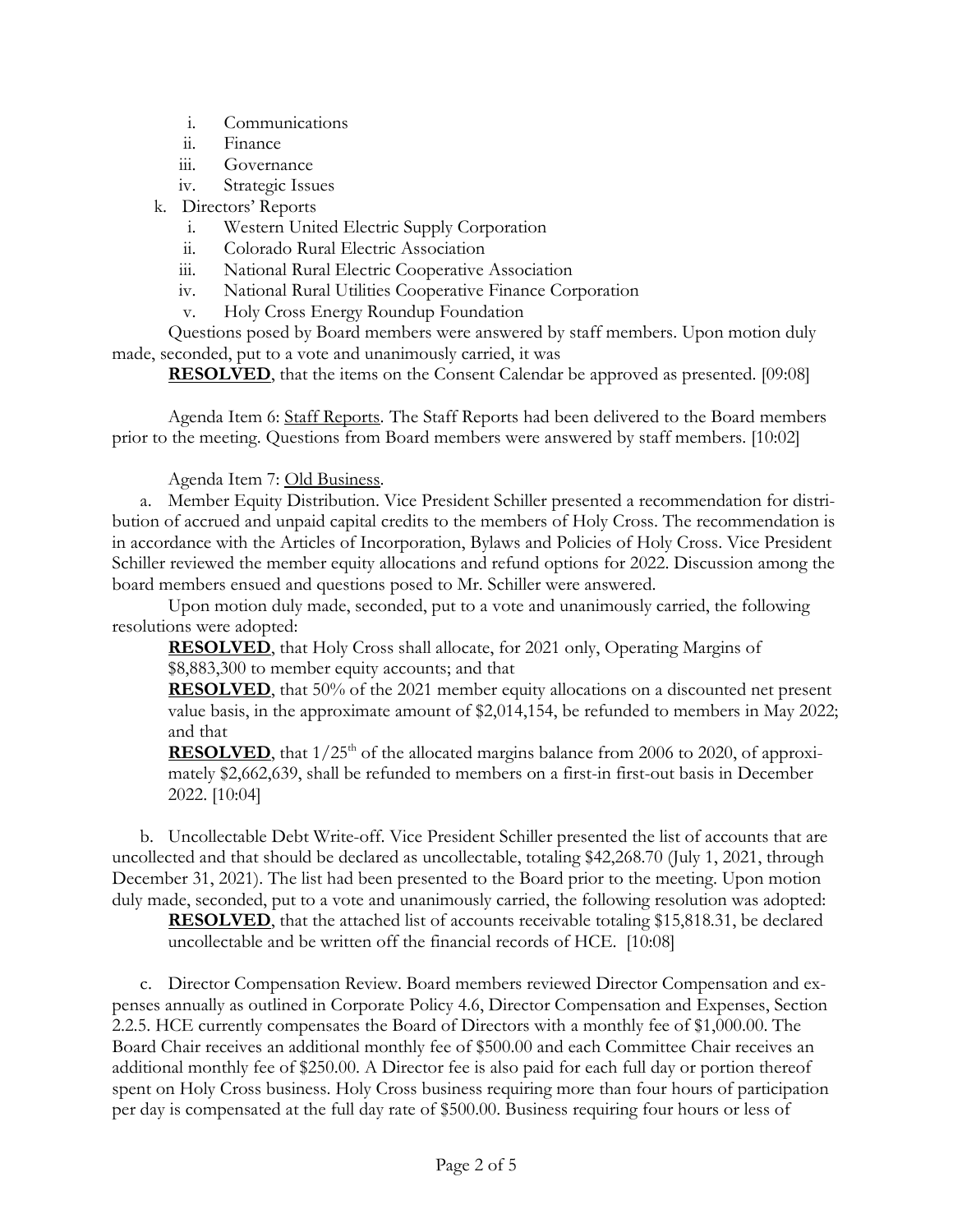i. Communications
   ii. Finance
   iii. Governance
   iv. Strategic Issues

k. Directors' Reports
   i. Western United Electric Supply Corporation
   ii. Colorado Rural Electric Association
   iii. National Rural Electric Cooperative Association
   iv. National Rural Utilities Cooperative Finance Corporation
   v. Holy Cross Energy Roundup Foundation

Questions posed by Board members were answered by staff members. Upon motion duly made, seconded, put to a vote and unanimously carried, it was

**RESOLVED**, that the items on the Consent Calendar be approved as presented. [09:08]

Agenda Item 6: Staff Reports. The Staff Reports had been delivered to the Board members prior to the meeting. Questions from Board members were answered by staff members. [10:02]

Agenda Item 7: Old Business.

a. Member Equity Distribution. Vice President Schiller presented a recommendation for distribution of accrued and unpaid capital credits to the members of Holy Cross. The recommendation is in accordance with the Articles of Incorporation, Bylaws and Policies of Holy Cross. Vice President Schiller reviewed the member equity allocations and refund options for 2022. Discussion among the board members ensued and questions posed to Mr. Schiller were answered.

Upon motion duly made, seconded, put to a vote and unanimously carried, the following resolutions were adopted:

**RESOLVED**, that Holy Cross shall allocate, for 2021 only, Operating Margins of $8,883,300 to member equity accounts; and that

**RESOLVED**, that 50% of the 2021 member equity allocations on a discounted net present value basis, in the approximate amount of $2,014,154, be refunded to members in May 2022; and that

**RESOLVED**, that 1/25th of the allocated margins balance from 2006 to 2020, of approximately $2,662,639, shall be refunded to members on a first-in first-out basis in December 2022. [10:04]

b. Uncollectable Debt Write-off. Vice President Schiller presented the list of accounts that are uncollected and that should be declared as uncollectable, totaling $42,268.70 (July 1, 2021, through December 31, 2021). The list had been presented to the Board prior to the meeting. Upon motion duly made, seconded, put to a vote and unanimously carried, the following resolution was adopted:

**RESOLVED**, that the attached list of accounts receivable totaling $15,818.31, be declared uncollectable and be written off the financial records of HCE. [10:08]

c. Director Compensation Review. Board members reviewed Director Compensation and expenses annually as outlined in Corporate Policy 4.6, Director Compensation and Expenses, Section 2.2.5. HCE currently compensates the Board of Directors with a monthly fee of $1,000.00. The Board Chair receives an additional monthly fee of $500.00 and each Committee Chair receives an additional monthly fee of $250.00. A Director fee is also paid for each full day or portion thereof spent on Holy Cross business. Holy Cross business requiring more than four hours of participation per day is compensated at the full day rate of $500.00. Business requiring four hours or less of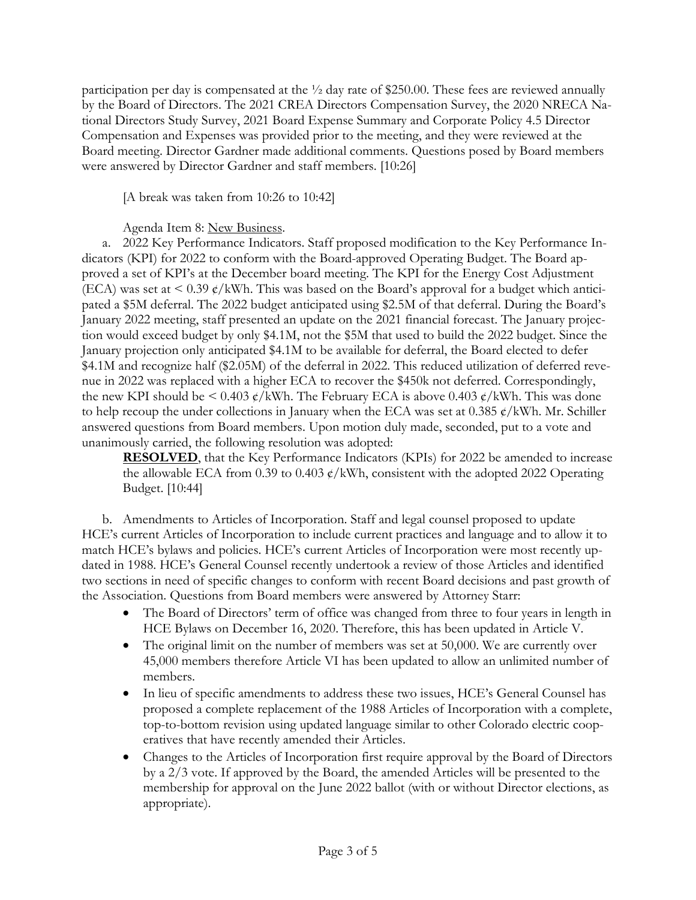participation per day is compensated at the ½ day rate of $250.00. These fees are reviewed annually by the Board of Directors. The 2021 CREA Directors Compensation Survey, the 2020 NRECA National Directors Study Survey, 2021 Board Expense Summary and Corporate Policy 4.5 Director Compensation and Expenses was provided prior to the meeting, and they were reviewed at the Board meeting. Director Gardner made additional comments. Questions posed by Board members were answered by Director Gardner and staff members. [10:26]

[A break was taken from 10:26 to 10:42]

Agenda Item 8: New Business.

a. 2022 Key Performance Indicators. Staff proposed modification to the Key Performance Indicators (KPI) for 2022 to conform with the Board-approved Operating Budget. The Board approved a set of KPI's at the December board meeting. The KPI for the Energy Cost Adjustment (ECA) was set at < 0.39 ¢/kWh. This was based on the Board's approval for a budget which anticipated a $5M deferral. The 2022 budget anticipated using $2.5M of that deferral. During the Board's January 2022 meeting, staff presented an update on the 2021 financial forecast. The January projection would exceed budget by only $4.1M, not the $5M that used to build the 2022 budget. Since the January projection only anticipated $4.1M to be available for deferral, the Board elected to defer $4.1M and recognize half ($2.05M) of the deferral in 2022. This reduced utilization of deferred revenue in 2022 was replaced with a higher ECA to recover the $450k not deferred. Correspondingly, the new KPI should be < 0.403 ¢/kWh. The February ECA is above 0.403 ¢/kWh. This was done to help recoup the under collections in January when the ECA was set at 0.385 ¢/kWh. Mr. Schiller answered questions from Board members. Upon motion duly made, seconded, put to a vote and unanimously carried, the following resolution was adopted:

**RESOLVED**, that the Key Performance Indicators (KPIs) for 2022 be amended to increase the allowable ECA from 0.39 to 0.403 ¢/kWh, consistent with the adopted 2022 Operating Budget. [10:44]

b. Amendments to Articles of Incorporation. Staff and legal counsel proposed to update HCE's current Articles of Incorporation to include current practices and language and to allow it to match HCE's bylaws and policies. HCE's current Articles of Incorporation were most recently updated in 1988. HCE's General Counsel recently undertook a review of those Articles and identified two sections in need of specific changes to conform with recent Board decisions and past growth of the Association. Questions from Board members were answered by Attorney Starr:

- The Board of Directors' term of office was changed from three to four years in length in HCE Bylaws on December 16, 2020. Therefore, this has been updated in Article V.
- The original limit on the number of members was set at 50,000. We are currently over 45,000 members therefore Article VI has been updated to allow an unlimited number of members.
- In lieu of specific amendments to address these two issues, HCE's General Counsel has proposed a complete replacement of the 1988 Articles of Incorporation with a complete, top-to-bottom revision using updated language similar to other Colorado electric cooperatives that have recently amended their Articles.
- Changes to the Articles of Incorporation first require approval by the Board of Directors by a 2/3 vote. If approved by the Board, the amended Articles will be presented to the membership for approval on the June 2022 ballot (with or without Director elections, as appropriate).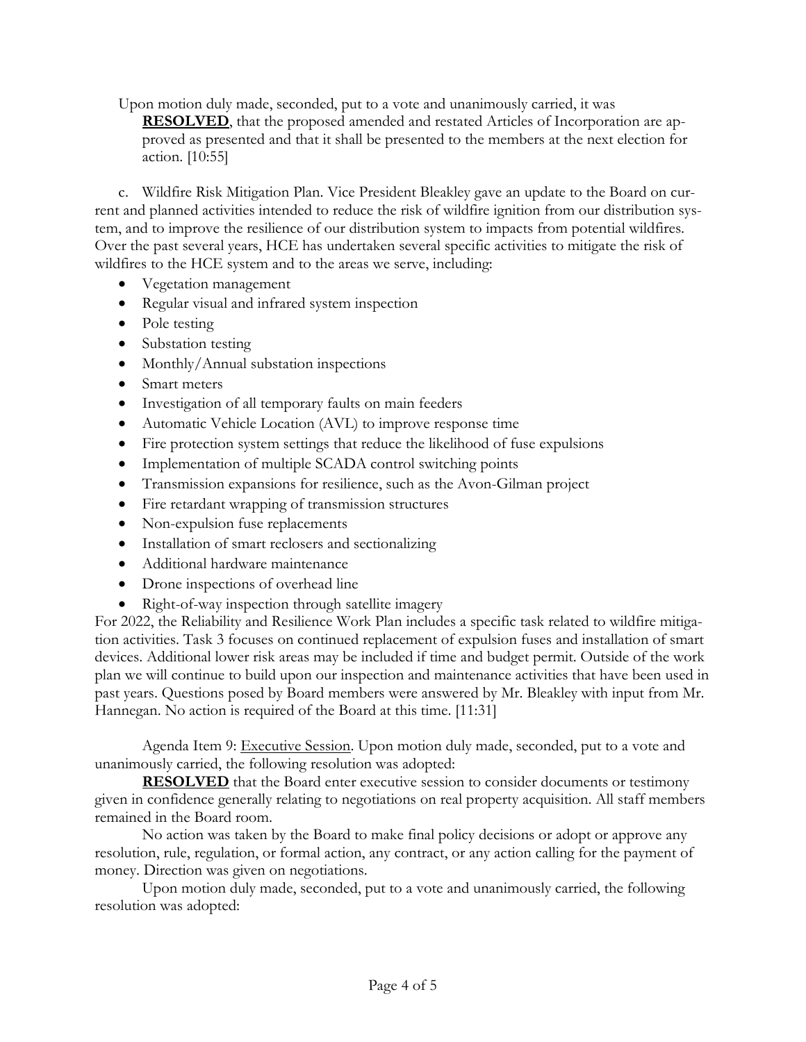Upon motion duly made, seconded, put to a vote and unanimously carried, it was

**RESOLVED**, that the proposed amended and restated Articles of Incorporation are approved as presented and that it shall be presented to the members at the next election for action. [10:55]

c. Wildfire Risk Mitigation Plan. Vice President Bleakley gave an update to the Board on current and planned activities intended to reduce the risk of wildfire ignition from our distribution system, and to improve the resilience of our distribution system to impacts from potential wildfires. Over the past several years, HCE has undertaken several specific activities to mitigate the risk of wildfires to the HCE system and to the areas we serve, including:

- Vegetation management
- Regular visual and infrared system inspection
- Pole testing
- Substation testing
- Monthly/Annual substation inspections
- Smart meters
- Investigation of all temporary faults on main feeders
- Automatic Vehicle Location (AVL) to improve response time
- Fire protection system settings that reduce the likelihood of fuse expulsions
- Implementation of multiple SCADA control switching points
- Transmission expansions for resilience, such as the Avon-Gilman project
- Fire retardant wrapping of transmission structures
- Non-expulsion fuse replacements
- Installation of smart reclosers and sectionalizing
- Additional hardware maintenance
- Drone inspections of overhead line
- Right-of-way inspection through satellite imagery

For 2022, the Reliability and Resilience Work Plan includes a specific task related to wildfire mitigation activities. Task 3 focuses on continued replacement of expulsion fuses and installation of smart devices. Additional lower risk areas may be included if time and budget permit. Outside of the work plan we will continue to build upon our inspection and maintenance activities that have been used in past years. Questions posed by Board members were answered by Mr. Bleakley with input from Mr. Hannegan. No action is required of the Board at this time. [11:31]

Agenda Item 9: <u>Executive Session</u>. Upon motion duly made, seconded, put to a vote and unanimously carried, the following resolution was adopted:

**RESOLVED** that the Board enter executive session to consider documents or testimony given in confidence generally relating to negotiations on real property acquisition. All staff members remained in the Board room.

No action was taken by the Board to make final policy decisions or adopt or approve any resolution, rule, regulation, or formal action, any contract, or any action calling for the payment of money. Direction was given on negotiations.

Upon motion duly made, seconded, put to a vote and unanimously carried, the following resolution was adopted: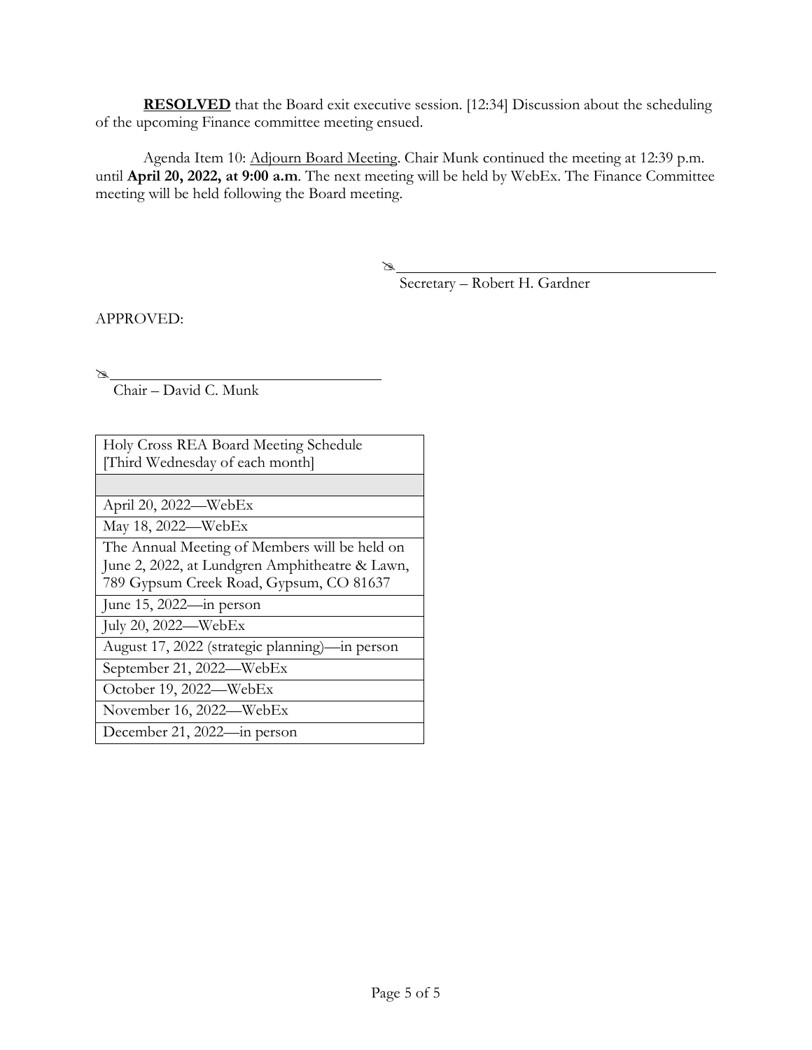**RESOLVED** that the Board exit executive session. [12:34] Discussion about the scheduling of the upcoming Finance committee meeting ensued.

Agenda Item 10: Adjourn Board Meeting. Chair Munk continued the meeting at 12:39 p.m. until **April 20, 2022, at 9:00 a.m**. The next meeting will be held by WebEx. The Finance Committee meeting will be held following the Board meeting.

✎\_\_\_\_\_\_\_\_\_\_\_\_\_\_\_\_\_\_\_\_\_\_\_\_\_\_\_\_\_\_\_\_\_\_\_\_\_\_\_\_
Secretary – Robert H. Gardner

APPROVED:

✎\_\_\_\_\_\_\_\_\_\_\_\_\_\_\_\_\_\_\_\_\_\_\_\_\_\_\_\_\_\_\_\_\_\_\_\_\_\_\_\_
Chair – David C. Munk

| Holy Cross REA Board Meeting Schedule [Third Wednesday of each month] |
|---|
| |
| April 20, 2022—WebEx |
| May 18, 2022—WebEx |
| The Annual Meeting of Members will be held on June 2, 2022, at Lundgren Amphitheatre & Lawn, 789 Gypsum Creek Road, Gypsum, CO 81637 |
| June 15, 2022—in person |
| July 20, 2022—WebEx |
| August 17, 2022 (strategic planning)—in person |
| September 21, 2022—WebEx |
| October 19, 2022—WebEx |
| November 16, 2022—WebEx |
| December 21, 2022—in person |